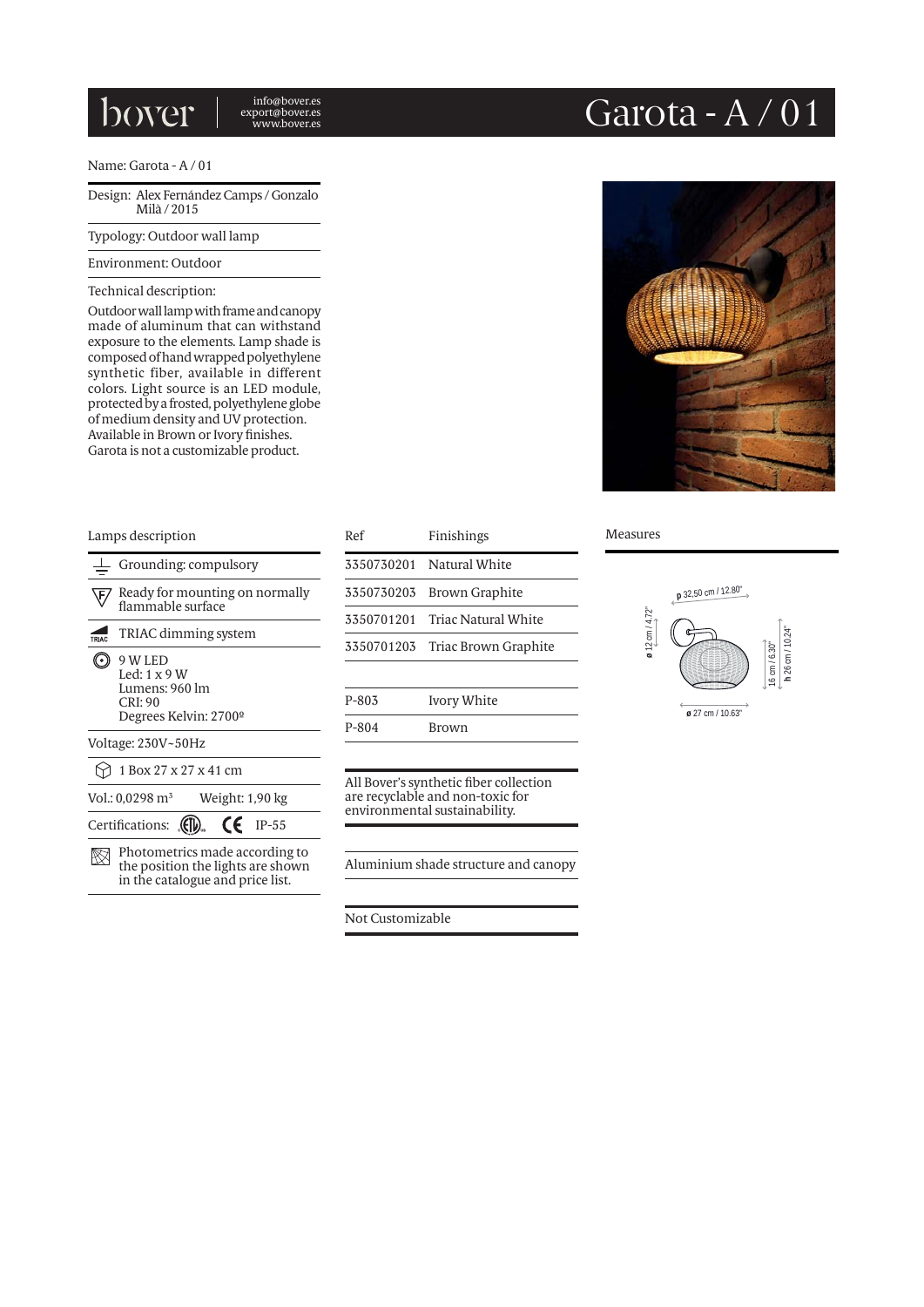# Garota - A / 01

bover

info@bover.es
export@bover.es
www.bover.es

Name: Garota - A / 01

Design: Alex Fernández Camps / Gonzalo Milà / 2015

Typology: Outdoor wall lamp

Environment: Outdoor

Technical description:

Outdoor wall lamp with frame and canopy made of aluminum that can withstand exposure to the elements. Lamp shade is composed of hand wrapped polyethylene synthetic fiber, available in different colors. Light source is an LED module, protected by a frosted, polyethylene globe of medium density and UV protection. Available in Brown or Ivory finishes.
Garota is not a customizable product.

## Lamps description

- Grounding: compulsory
- Ready for mounting on normally flammable surface
- TRIAC dimming system
- 9 W LED
  Led: 1 x 9 W
  Lumens: 960 lm
  CRI: 90
  Degrees Kelvin: 2700º

Voltage: 230V~50Hz

1 Box 27 x 27 x 41 cm

Vol.: 0,0298 m³ Weight: 1,90 kg

Certifications: ETL CE IP-55

Photometrics made according to the position the lights are shown in the catalogue and price list.

| Ref | Finishings |
|---|---|
| 3350730201 | Natural White |
| 3350730203 | Brown Graphite |
| 3350701201 | Triac Natural White |
| 3350701203 | Triac Brown Graphite |
| | |
| P-803 | Ivory White |
| P-804 | Brown |

All Bover's synthetic fiber collection are recyclable and non-toxic for environmental sustainability.

Aluminium shade structure and canopy

Not Customizable

## Measures

p 32,50 cm / 12.80"
ø 12 cm / 4.72"
16 cm / 6.30"
h 26 cm / 10.24"
ø 27 cm / 10.63"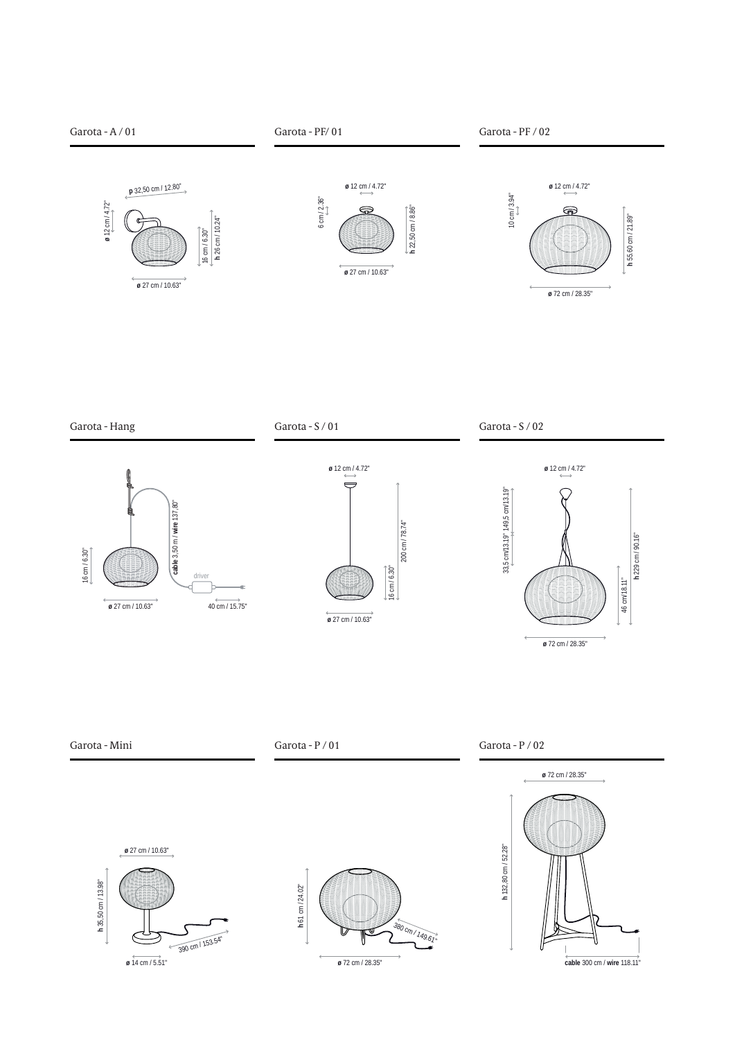## Garota - A / 01

p 32,50 cm / 12.80"
ø 12 cm / 4.72"
16 cm / 6.30"
h 26 cm / 10.24"
ø 27 cm / 10.63"

## Garota - PF/ 01

ø 12 cm / 4.72"
6 cm / 2.36"
h 22,50 cm / 8.86"
ø 27 cm / 10.63"

## Garota - PF / 02

ø 12 cm / 4.72"
10 cm / 3.94"
h 55.60 cm / 21.89"
ø 72 cm / 28.35"

## Garota - Hang

16 cm / 6.30"
cable 3,50 m / wire 137,80"
driver
ø 27 cm / 10.63"
40 cm / 15.75"

## Garota - S / 01

ø 12 cm / 4.72"
200 cm / 78.74"
16 cm / 6.30"
ø 27 cm / 10.63"

## Garota - S / 02

ø 12 cm / 4.72"
33,5 cm/13.19"-149,5 cm/13.19"
h 229 cm / 90.16"
46 cm/18.11"
ø 72 cm / 28.35"

## Garota - Mini

ø 27 cm / 10.63"
h 35,50 cm / 13.98"
390 cm / 153.54"
ø 14 cm / 5.51"

## Garota - P / 01

h 61 cm / 24.02"
380 cm / 149.61"
ø 72 cm / 28.35"

## Garota - P / 02

ø 72 cm / 28.35"
h 132,80 cm / 52.28"
cable 300 cm / wire 118.11"